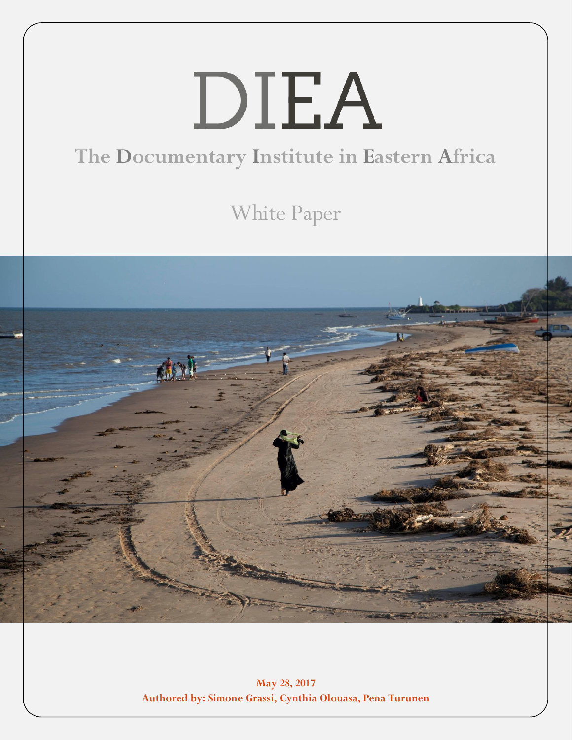# DIEA

## The Documentary Institute in Eastern Africa

White Paper

**May 28, 2017**

**Authored by: Simone Grassi, Cynthia Olouasa, Pena Turunen**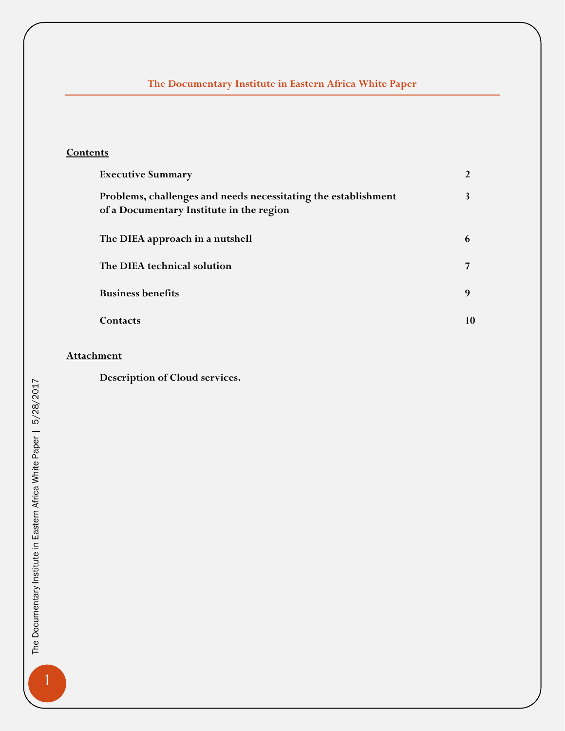# The Documentary Institute in Eastern Africa White Paper

**Contents**

| | |
|---|---|
| **Executive Summary** | **2** |
| **Problems, challenges and needs necessitating the establishment of a Documentary Institute in the region** | **3** |
| **The DIEA approach in a nutshell** | **6** |
| **The DIEA technical solution** | **7** |
| **Business benefits** | **9** |
| **Contacts** | **10** |

**Attachment**

**Description of Cloud services.**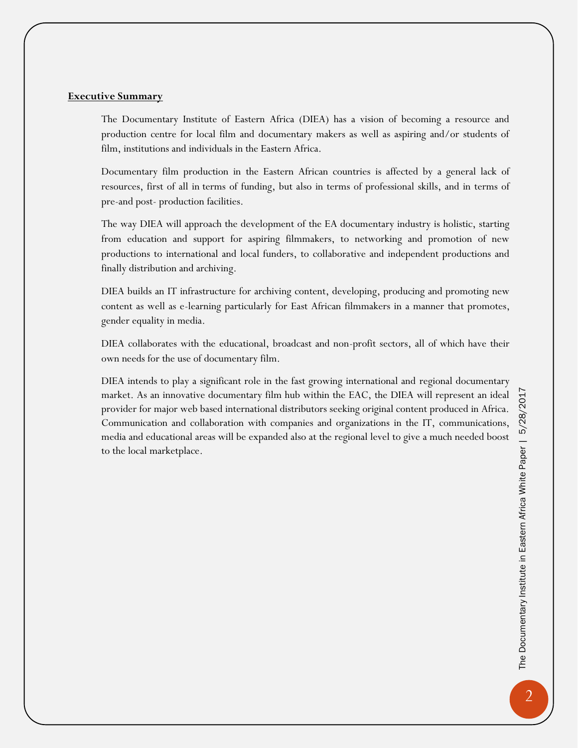## Executive Summary

The Documentary Institute of Eastern Africa (DIEA) has a vision of becoming a resource and production centre for local film and documentary makers as well as aspiring and/or students of film, institutions and individuals in the Eastern Africa.

Documentary film production in the Eastern African countries is affected by a general lack of resources, first of all in terms of funding, but also in terms of professional skills, and in terms of pre-and post- production facilities.

The way DIEA will approach the development of the EA documentary industry is holistic, starting from education and support for aspiring filmmakers, to networking and promotion of new productions to international and local funders, to collaborative and independent productions and finally distribution and archiving.

DIEA builds an IT infrastructure for archiving content, developing, producing and promoting new content as well as e-learning particularly for East African filmmakers in a manner that promotes, gender equality in media.

DIEA collaborates with the educational, broadcast and non-profit sectors, all of which have their own needs for the use of documentary film.

DIEA intends to play a significant role in the fast growing international and regional documentary market. As an innovative documentary film hub within the EAC, the DIEA will represent an ideal provider for major web based international distributors seeking original content produced in Africa. Communication and collaboration with companies and organizations in the IT, communications, media and educational areas will be expanded also at the regional level to give a much needed boost to the local marketplace.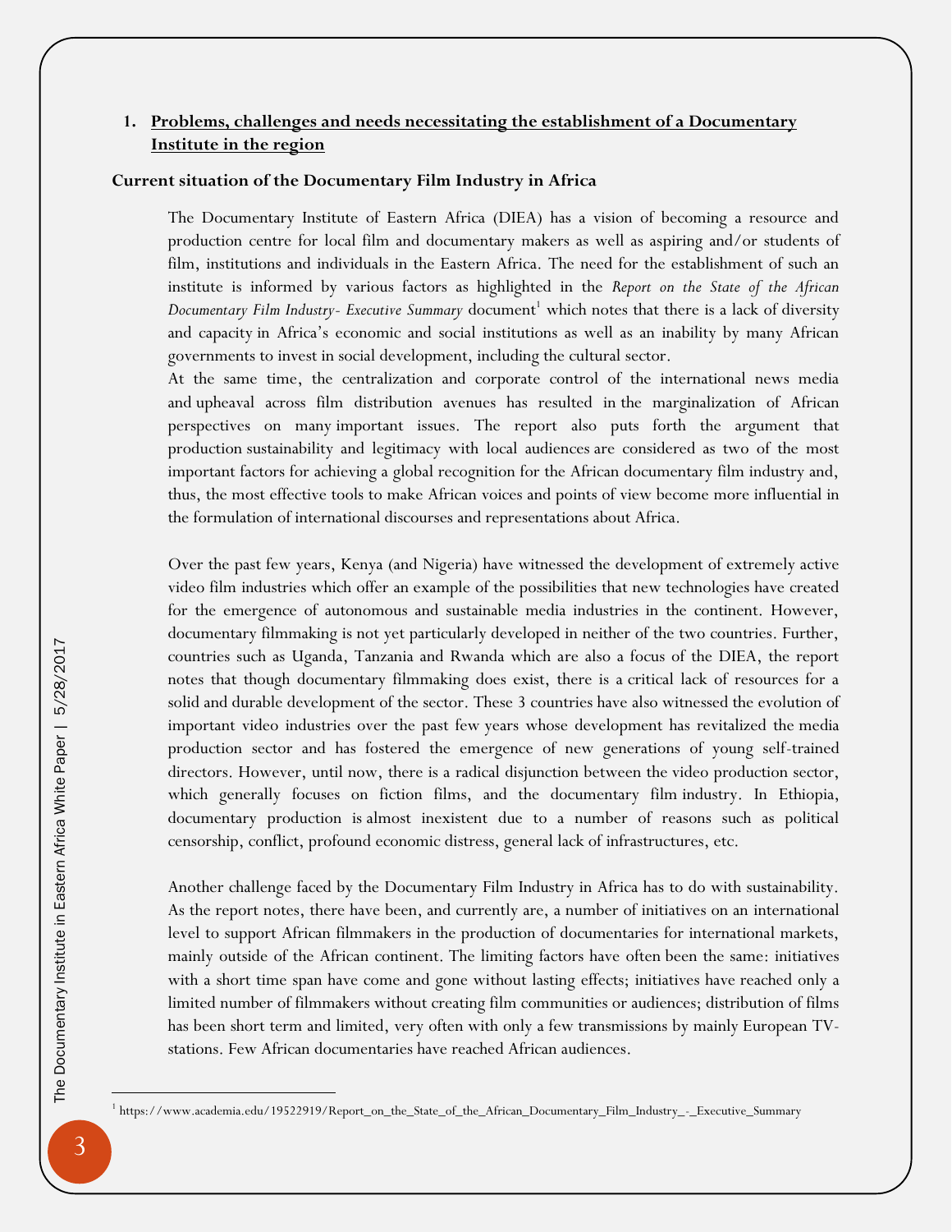## 1. Problems, challenges and needs necessitating the establishment of a Documentary Institute in the region

### Current situation of the Documentary Film Industry in Africa

The Documentary Institute of Eastern Africa (DIEA) has a vision of becoming a resource and production centre for local film and documentary makers as well as aspiring and/or students of film, institutions and individuals in the Eastern Africa. The need for the establishment of such an institute is informed by various factors as highlighted in the *Report on the State of the African Documentary Film Industry- Executive Summary* document[1] which notes that there is a lack of diversity and capacity in Africa's economic and social institutions as well as an inability by many African governments to invest in social development, including the cultural sector.

At the same time, the centralization and corporate control of the international news media and upheaval across film distribution avenues has resulted in the marginalization of African perspectives on many important issues. The report also puts forth the argument that production sustainability and legitimacy with local audiences are considered as two of the most important factors for achieving a global recognition for the African documentary film industry and, thus, the most effective tools to make African voices and points of view become more influential in the formulation of international discourses and representations about Africa.

Over the past few years, Kenya (and Nigeria) have witnessed the development of extremely active video film industries which offer an example of the possibilities that new technologies have created for the emergence of autonomous and sustainable media industries in the continent. However, documentary filmmaking is not yet particularly developed in neither of the two countries. Further, countries such as Uganda, Tanzania and Rwanda which are also a focus of the DIEA, the report notes that though documentary filmmaking does exist, there is a critical lack of resources for a solid and durable development of the sector. These 3 countries have also witnessed the evolution of important video industries over the past few years whose development has revitalized the media production sector and has fostered the emergence of new generations of young self-trained directors. However, until now, there is a radical disjunction between the video production sector, which generally focuses on fiction films, and the documentary film industry. In Ethiopia, documentary production is almost inexistent due to a number of reasons such as political censorship, conflict, profound economic distress, general lack of infrastructures, etc.

Another challenge faced by the Documentary Film Industry in Africa has to do with sustainability. As the report notes, there have been, and currently are, a number of initiatives on an international level to support African filmmakers in the production of documentaries for international markets, mainly outside of the African continent. The limiting factors have often been the same: initiatives with a short time span have come and gone without lasting effects; initiatives have reached only a limited number of filmmakers without creating film communities or audiences; distribution of films has been short term and limited, very often with only a few transmissions by mainly European TV-stations. Few African documentaries have reached African audiences.

---

[1] https://www.academia.edu/19522919/Report_on_the_State_of_the_African_Documentary_Film_Industry_-_Executive_Summary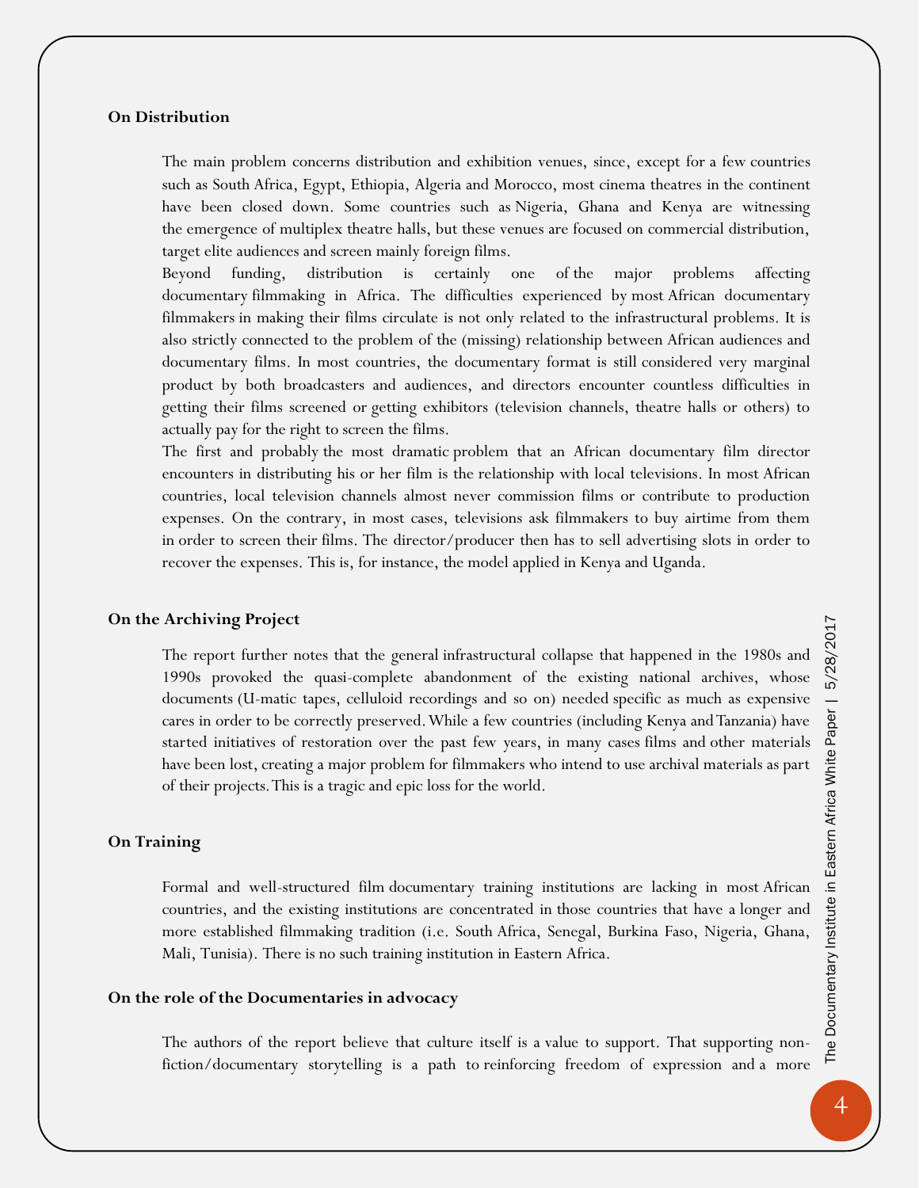### On Distribution

The main problem concerns distribution and exhibition venues, since, except for a few countries such as South Africa, Egypt, Ethiopia, Algeria and Morocco, most cinema theatres in the continent have been closed down. Some countries such as Nigeria, Ghana and Kenya are witnessing the emergence of multiplex theatre halls, but these venues are focused on commercial distribution, target elite audiences and screen mainly foreign films.

Beyond funding, distribution is certainly one of the major problems affecting documentary filmmaking in Africa. The difficulties experienced by most African documentary filmmakers in making their films circulate is not only related to the infrastructural problems. It is also strictly connected to the problem of the (missing) relationship between African audiences and documentary films. In most countries, the documentary format is still considered very marginal product by both broadcasters and audiences, and directors encounter countless difficulties in getting their films screened or getting exhibitors (television channels, theatre halls or others) to actually pay for the right to screen the films.

The first and probably the most dramatic problem that an African documentary film director encounters in distributing his or her film is the relationship with local televisions. In most African countries, local television channels almost never commission films or contribute to production expenses. On the contrary, in most cases, televisions ask filmmakers to buy airtime from them in order to screen their films. The director/producer then has to sell advertising slots in order to recover the expenses. This is, for instance, the model applied in Kenya and Uganda.

### On the Archiving Project

The report further notes that the general infrastructural collapse that happened in the 1980s and 1990s provoked the quasi-complete abandonment of the existing national archives, whose documents (U-matic tapes, celluloid recordings and so on) needed specific as much as expensive cares in order to be correctly preserved. While a few countries (including Kenya and Tanzania) have started initiatives of restoration over the past few years, in many cases films and other materials have been lost, creating a major problem for filmmakers who intend to use archival materials as part of their projects. This is a tragic and epic loss for the world.

### On Training

Formal and well-structured film documentary training institutions are lacking in most African countries, and the existing institutions are concentrated in those countries that have a longer and more established filmmaking tradition (i.e. South Africa, Senegal, Burkina Faso, Nigeria, Ghana, Mali, Tunisia). There is no such training institution in Eastern Africa.

### On the role of the Documentaries in advocacy

The authors of the report believe that culture itself is a value to support. That supporting non-fiction/documentary storytelling is a path to reinforcing freedom of expression and a more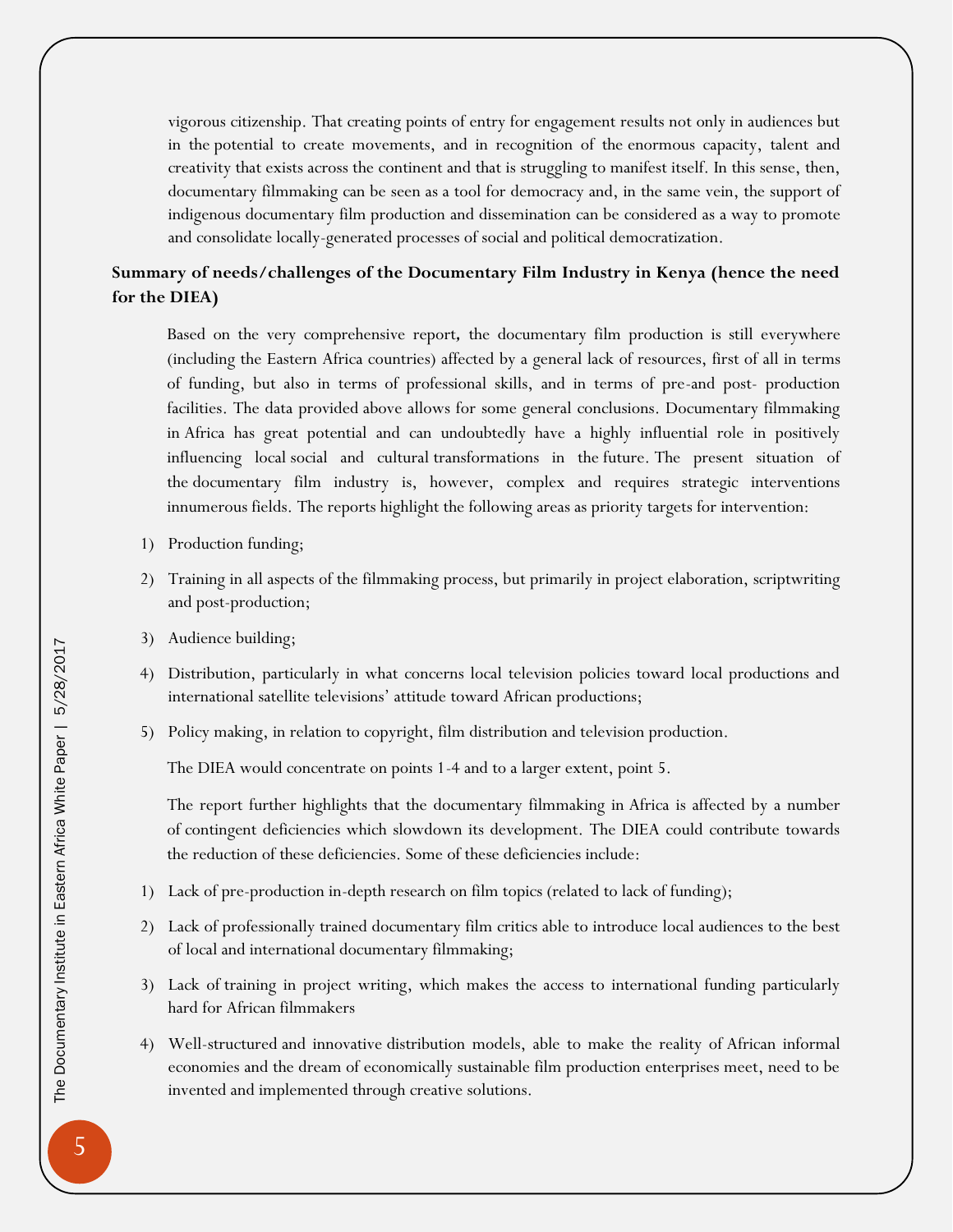vigorous citizenship. That creating points of entry for engagement results not only in audiences but in the potential to create movements, and in recognition of the enormous capacity, talent and creativity that exists across the continent and that is struggling to manifest itself. In this sense, then, documentary filmmaking can be seen as a tool for democracy and, in the same vein, the support of indigenous documentary film production and dissemination can be considered as a way to promote and consolidate locally-generated processes of social and political democratization.

**Summary of needs/challenges of the Documentary Film Industry in Kenya (hence the need for the DIEA)**

Based on the very comprehensive report, the documentary film production is still everywhere (including the Eastern Africa countries) affected by a general lack of resources, first of all in terms of funding, but also in terms of professional skills, and in terms of pre-and post- production facilities. The data provided above allows for some general conclusions. Documentary filmmaking in Africa has great potential and can undoubtedly have a highly influential role in positively influencing local social and cultural transformations in the future. The present situation of the documentary film industry is, however, complex and requires strategic interventions innumerous fields. The reports highlight the following areas as priority targets for intervention:

1) Production funding;
2) Training in all aspects of the filmmaking process, but primarily in project elaboration, scriptwriting and post-production;
3) Audience building;
4) Distribution, particularly in what concerns local television policies toward local productions and international satellite televisions' attitude toward African productions;
5) Policy making, in relation to copyright, film distribution and television production.

The DIEA would concentrate on points 1-4 and to a larger extent, point 5.

The report further highlights that the documentary filmmaking in Africa is affected by a number of contingent deficiencies which slowdown its development. The DIEA could contribute towards the reduction of these deficiencies. Some of these deficiencies include:

1) Lack of pre-production in-depth research on film topics (related to lack of funding);
2) Lack of professionally trained documentary film critics able to introduce local audiences to the best of local and international documentary filmmaking;
3) Lack of training in project writing, which makes the access to international funding particularly hard for African filmmakers
4) Well-structured and innovative distribution models, able to make the reality of African informal economies and the dream of economically sustainable film production enterprises meet, need to be invented and implemented through creative solutions.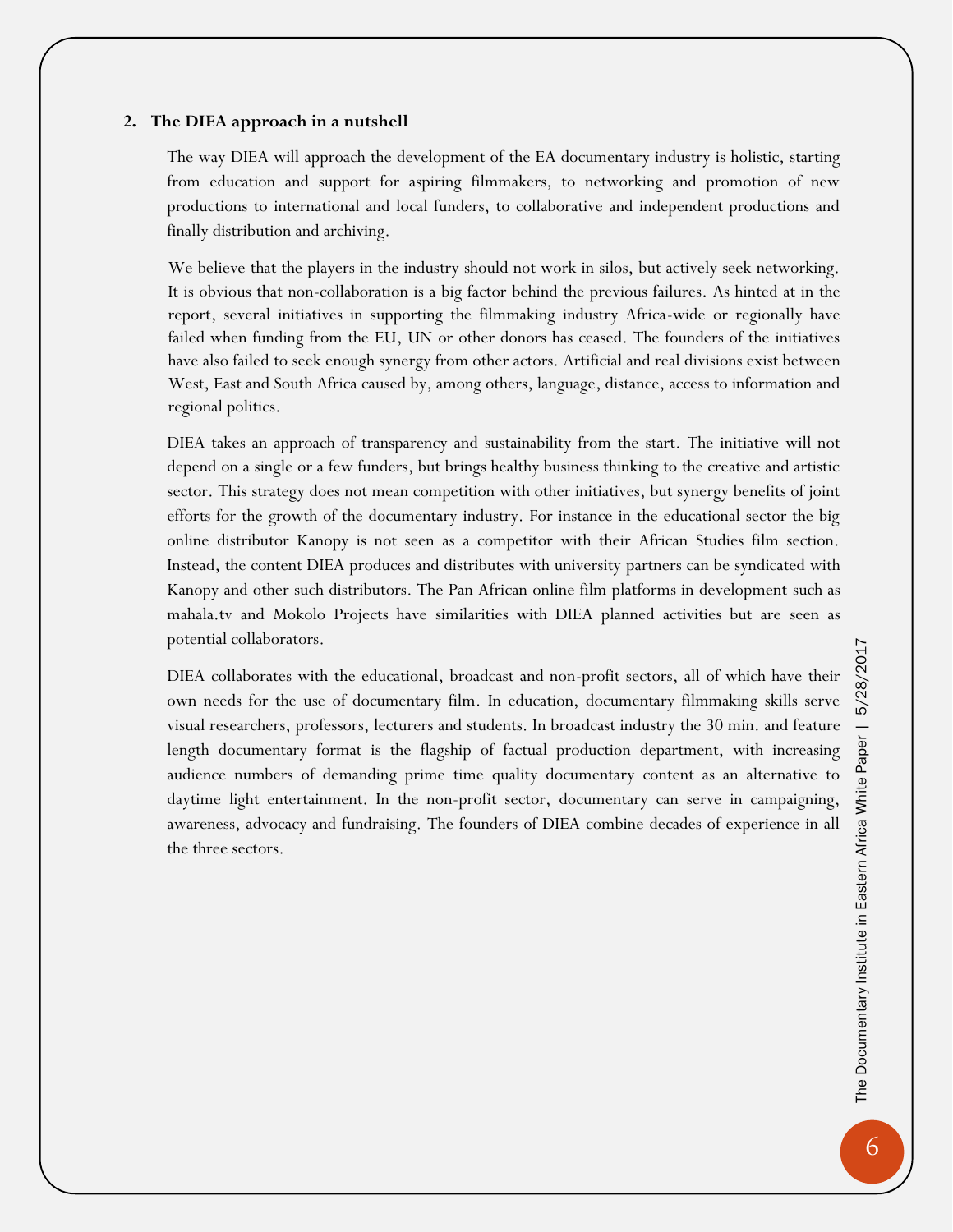## 2. The DIEA approach in a nutshell

The way DIEA will approach the development of the EA documentary industry is holistic, starting from education and support for aspiring filmmakers, to networking and promotion of new productions to international and local funders, to collaborative and independent productions and finally distribution and archiving.

We believe that the players in the industry should not work in silos, but actively seek networking. It is obvious that non-collaboration is a big factor behind the previous failures. As hinted at in the report, several initiatives in supporting the filmmaking industry Africa-wide or regionally have failed when funding from the EU, UN or other donors has ceased. The founders of the initiatives have also failed to seek enough synergy from other actors. Artificial and real divisions exist between West, East and South Africa caused by, among others, language, distance, access to information and regional politics.

DIEA takes an approach of transparency and sustainability from the start. The initiative will not depend on a single or a few funders, but brings healthy business thinking to the creative and artistic sector. This strategy does not mean competition with other initiatives, but synergy benefits of joint efforts for the growth of the documentary industry. For instance in the educational sector the big online distributor Kanopy is not seen as a competitor with their African Studies film section. Instead, the content DIEA produces and distributes with university partners can be syndicated with Kanopy and other such distributors. The Pan African online film platforms in development such as mahala.tv and Mokolo Projects have similarities with DIEA planned activities but are seen as potential collaborators.

DIEA collaborates with the educational, broadcast and non-profit sectors, all of which have their own needs for the use of documentary film. In education, documentary filmmaking skills serve visual researchers, professors, lecturers and students. In broadcast industry the 30 min. and feature length documentary format is the flagship of factual production department, with increasing audience numbers of demanding prime time quality documentary content as an alternative to daytime light entertainment. In the non-profit sector, documentary can serve in campaigning, awareness, advocacy and fundraising. The founders of DIEA combine decades of experience in all the three sectors.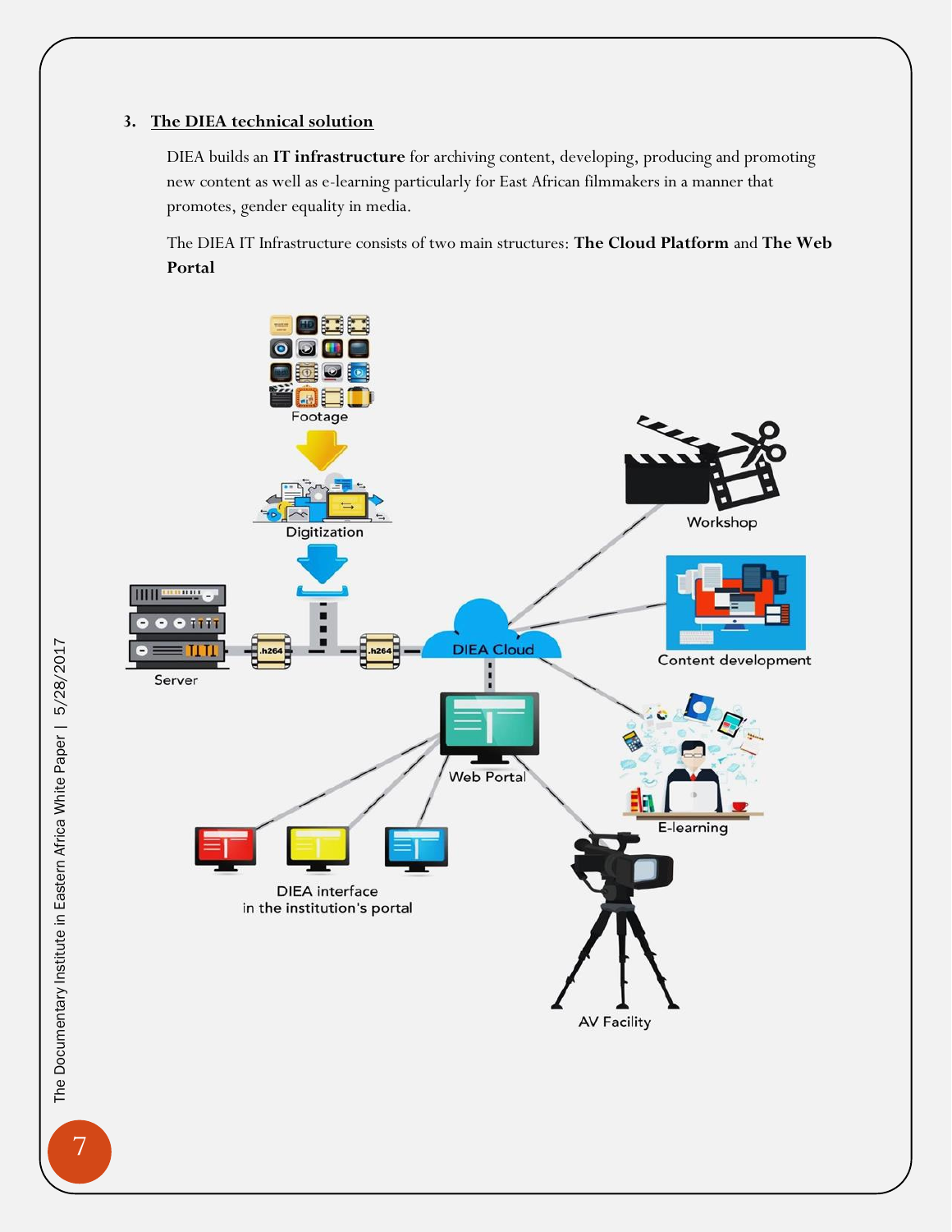### 3. The DIEA technical solution

DIEA builds an **IT infrastructure** for archiving content, developing, producing and promoting new content as well as e-learning particularly for East African filmmakers in a manner that promotes, gender equality in media.

The DIEA IT Infrastructure consists of two main structures: **The Cloud Platform** and **The Web Portal**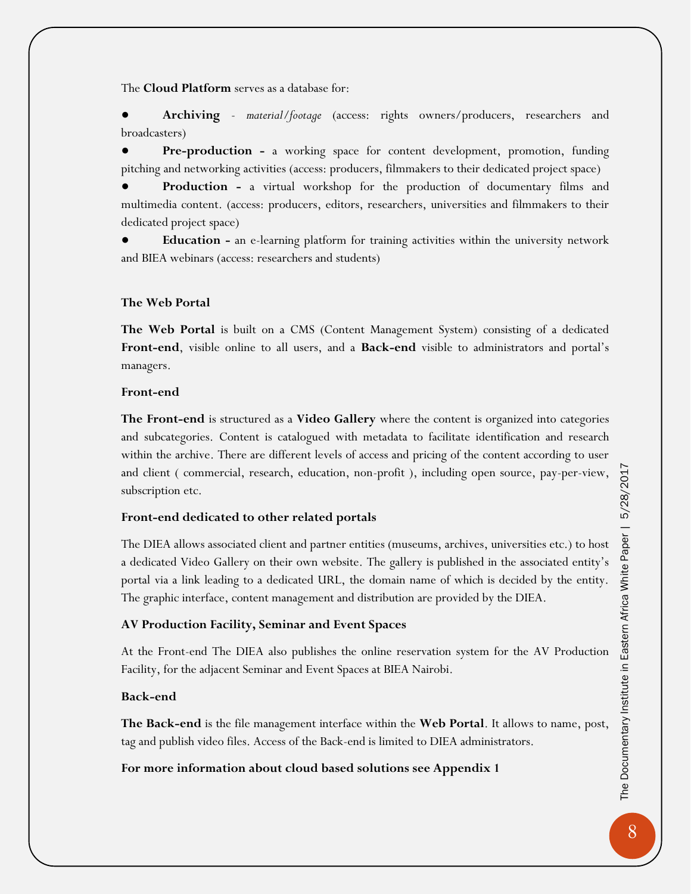The **Cloud Platform** serves as a database for:

- **Archiving** - *material/footage* (access: rights owners/producers, researchers and broadcasters)
- **Pre-production -** a working space for content development, promotion, funding pitching and networking activities (access: producers, filmmakers to their dedicated project space)
- **Production -** a virtual workshop for the production of documentary films and multimedia content. (access: producers, editors, researchers, universities and filmmakers to their dedicated project space)
- **Education -** an e-learning platform for training activities within the university network and BIEA webinars (access: researchers and students)

### The Web Portal

**The Web Portal** is built on a CMS (Content Management System) consisting of a dedicated **Front-end**, visible online to all users, and a **Back-end** visible to administrators and portal's managers.

#### Front-end

**The Front-end** is structured as a **Video Gallery** where the content is organized into categories and subcategories. Content is catalogued with metadata to facilitate identification and research within the archive. There are different levels of access and pricing of the content according to user and client ( commercial, research, education, non-profit ), including open source, pay-per-view, subscription etc.

#### Front-end dedicated to other related portals

The DIEA allows associated client and partner entities (museums, archives, universities etc.) to host a dedicated Video Gallery on their own website. The gallery is published in the associated entity's portal via a link leading to a dedicated URL, the domain name of which is decided by the entity. The graphic interface, content management and distribution are provided by the DIEA.

#### AV Production Facility, Seminar and Event Spaces

At the Front-end The DIEA also publishes the online reservation system for the AV Production Facility, for the adjacent Seminar and Event Spaces at BIEA Nairobi.

#### Back-end

**The Back-end** is the file management interface within the **Web Portal**. It allows to name, post, tag and publish video files. Access of the Back-end is limited to DIEA administrators.

**For more information about cloud based solutions see Appendix 1**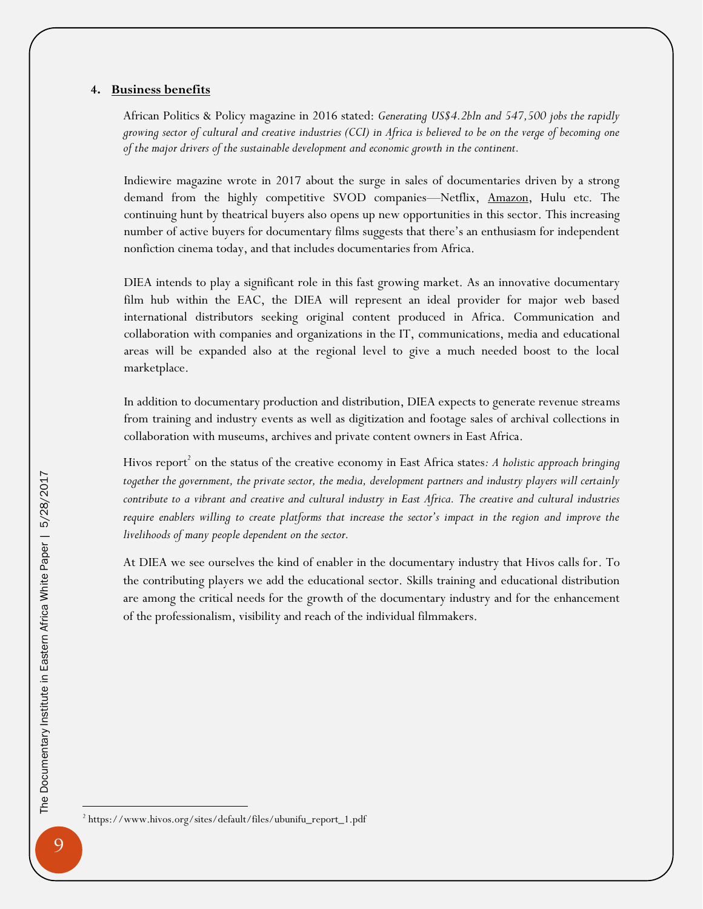## 4. Business benefits

African Politics & Policy magazine in 2016 stated: *Generating US$4.2bln and 547,500 jobs the rapidly growing sector of cultural and creative industries (CCI) in Africa is believed to be on the verge of becoming one of the major drivers of the sustainable development and economic growth in the continent.*

Indiewire magazine wrote in 2017 about the surge in sales of documentaries driven by a strong demand from the highly competitive SVOD companies—Netflix, Amazon, Hulu etc. The continuing hunt by theatrical buyers also opens up new opportunities in this sector. This increasing number of active buyers for documentary films suggests that there's an enthusiasm for independent nonfiction cinema today, and that includes documentaries from Africa.

DIEA intends to play a significant role in this fast growing market. As an innovative documentary film hub within the EAC, the DIEA will represent an ideal provider for major web based international distributors seeking original content produced in Africa. Communication and collaboration with companies and organizations in the IT, communications, media and educational areas will be expanded also at the regional level to give a much needed boost to the local marketplace.

In addition to documentary production and distribution, DIEA expects to generate revenue streams from training and industry events as well as digitization and footage sales of archival collections in collaboration with museums, archives and private content owners in East Africa.

Hivos report[2] on the status of the creative economy in East Africa states*: A holistic approach bringing together the government, the private sector, the media, development partners and industry players will certainly contribute to a vibrant and creative and cultural industry in East Africa. The creative and cultural industries require enablers willing to create platforms that increase the sector's impact in the region and improve the livelihoods of many people dependent on the sector.*

At DIEA we see ourselves the kind of enabler in the documentary industry that Hivos calls for. To the contributing players we add the educational sector. Skills training and educational distribution are among the critical needs for the growth of the documentary industry and for the enhancement of the professionalism, visibility and reach of the individual filmmakers.

[2] https://www.hivos.org/sites/default/files/ubunifu_report_1.pdf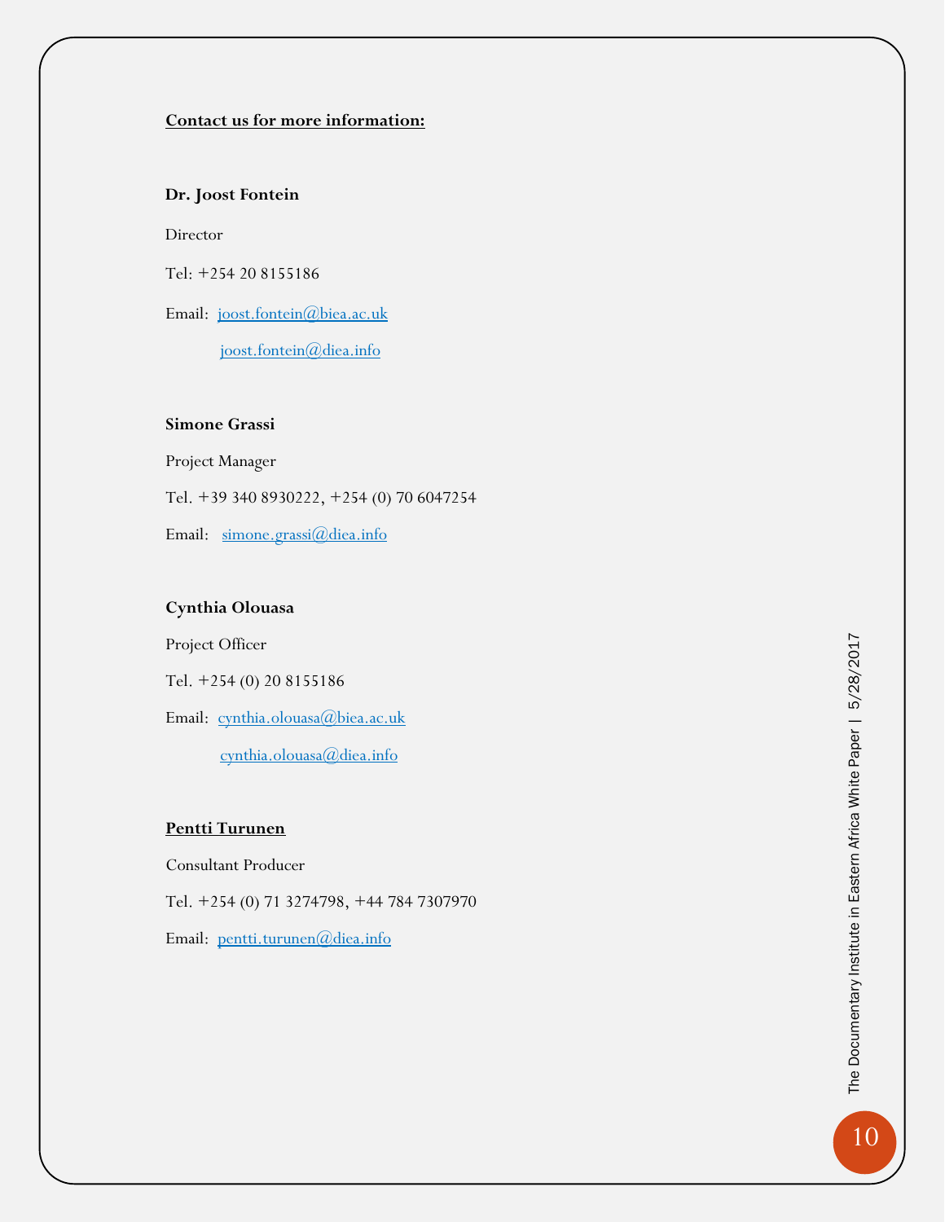**Contact us for more information:**

**Dr. Joost Fontein**

Director

Tel: +254 20 8155186

Email: joost.fontein@biea.ac.uk

joost.fontein@diea.info

**Simone Grassi**

Project Manager

Tel. +39 340 8930222, +254 (0) 70 6047254

Email: simone.grassi@diea.info

**Cynthia Olouasa**

Project Officer

Tel. +254 (0) 20 8155186

Email: cynthia.olouasa@biea.ac.uk

cynthia.olouasa@diea.info

**Pentti Turunen**

Consultant Producer

Tel. +254 (0) 71 3274798, +44 784 7307970

Email: pentti.turunen@diea.info